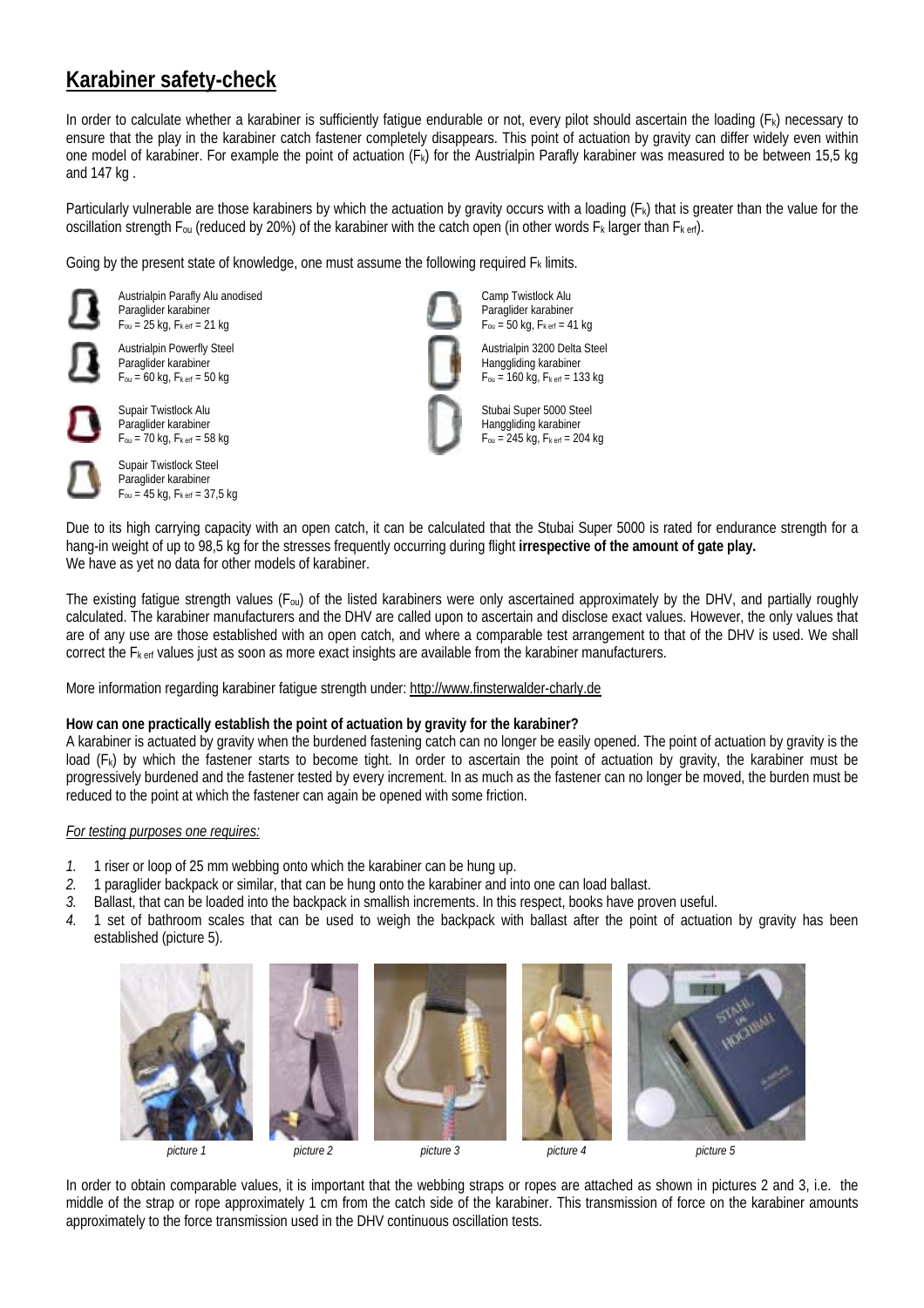## Karabiner safety-check

In order to calculate whether a karabiner is sufficiently fatigue endurable or not, every pilot should ascertain the loading ($F_k$) necessary to ensure that the play in the karabiner catch fastener completely disappears. This point of actuation by gravity can differ widely even within one model of karabiner. For example the point of actuation ($F_k$) for the Austrialpin Parafly karabiner was measured to be between 15,5 kg and 147 kg .

Particularly vulnerable are those karabiners by which the actuation by gravity occurs with a loading ($F_k$) that is greater than the value for the oscillation strength $F_{ou}$ (reduced by 20%) of the karabiner with the catch open (in other words $F_k$ larger than $F_{k\,erf}$).

Going by the present state of knowledge, one must assume the following required $F_k$ limits.

Austrialpin Parafly Alu anodised
Paraglider karabiner
$F_{ou}$ = 25 kg, $F_{k\,erf}$ = 21 kg

Austrialpin Powerfly Steel
Paraglider karabiner
$F_{ou}$ = 60 kg, $F_{k\,erf}$ = 50 kg

Supair Twistlock Alu
Paraglider karabiner
$F_{ou}$ = 70 kg, $F_{k\,erf}$ = 58 kg

Supair Twistlock Steel
Paraglider karabiner
$F_{ou}$ = 45 kg, $F_{k\,erf}$ = 37,5 kg

Camp Twistlock Alu
Paraglider karabiner
$F_{ou}$ = 50 kg, $F_{k\,erf}$ = 41 kg

Austrialpin 3200 Delta Steel
Hanggliding karabiner
$F_{ou}$ = 160 kg, $F_{k\,erf}$ = 133 kg

Stubai Super 5000 Steel
Hanggliding karabiner
$F_{ou}$ = 245 kg, $F_{k\,erf}$ = 204 kg

Due to its high carrying capacity with an open catch, it can be calculated that the Stubai Super 5000 is rated for endurance strength for a hang-in weight of up to 98,5 kg for the stresses frequently occurring during flight **irrespective of the amount of gate play.**
We have as yet no data for other models of karabiner.

The existing fatigue strength values ($F_{ou}$) of the listed karabiners were only ascertained approximately by the DHV, and partially roughly calculated. The karabiner manufacturers and the DHV are called upon to ascertain and disclose exact values. However, the only values that are of any use are those established with an open catch, and where a comparable test arrangement to that of the DHV is used. We shall correct the $F_{k\,erf}$ values just as soon as more exact insights are available from the karabiner manufacturers.

More information regarding karabiner fatigue strength under: http://www.finsterwalder-charly.de

**How can one practically establish the point of actuation by gravity for the karabiner?**
A karabiner is actuated by gravity when the burdened fastening catch can no longer be easily opened. The point of actuation by gravity is the load ($F_k$) by which the fastener starts to become tight. In order to ascertain the point of actuation by gravity, the karabiner must be progressively burdened and the fastener tested by every increment. In as much as the fastener can no longer be moved, the burden must be reduced to the point at which the fastener can again be opened with some friction.

*For testing purposes one requires:*

1. 1 riser or loop of 25 mm webbing onto which the karabiner can be hung up.
2. 1 paraglider backpack or similar, that can be hung onto the karabiner and into one can load ballast.
3. Ballast, that can be loaded into the backpack in smallish increments. In this respect, books have proven useful.
4. 1 set of bathroom scales that can be used to weigh the backpack with ballast after the point of actuation by gravity has been established (picture 5).

*picture 1* *picture 2* *picture 3* *picture 4* *picture 5*

In order to obtain comparable values, it is important that the webbing straps or ropes are attached as shown in pictures 2 and 3, i.e. the middle of the strap or rope approximately 1 cm from the catch side of the karabiner. This transmission of force on the karabiner amounts approximately to the force transmission used in the DHV continuous oscillation tests.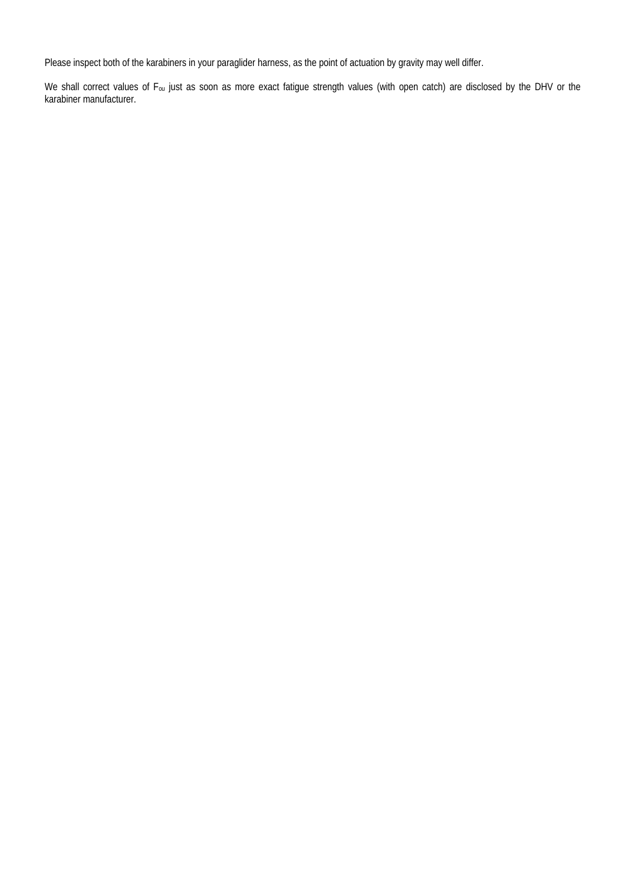Please inspect both of the karabiners in your paraglider harness, as the point of actuation by gravity may well differ.

We shall correct values of $F_{ou}$ just as soon as more exact fatigue strength values (with open catch) are disclosed by the DHV or the karabiner manufacturer.